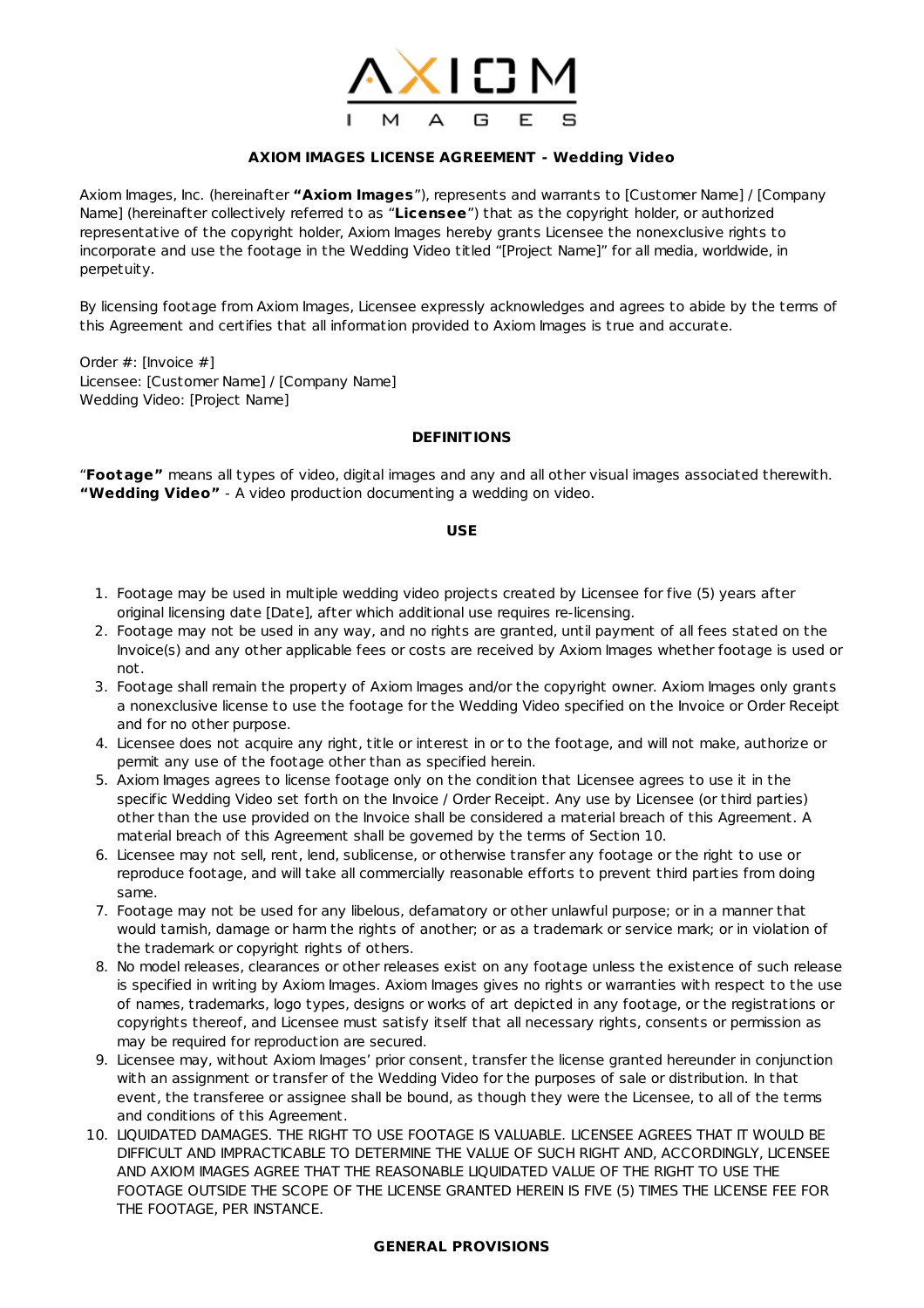# AXIOM IMAGES

## AXIOM IMAGES LICENSE AGREEMENT - Wedding Video

Axiom Images, Inc. (hereinafter **"Axiom Images**"), represents and warrants to [Customer Name] / [Company Name] (hereinafter collectively referred to as "**Licensee**") that as the copyright holder, or authorized representative of the copyright holder, Axiom Images hereby grants Licensee the nonexclusive rights to incorporate and use the footage in the Wedding Video titled "[Project Name]" for all media, worldwide, in perpetuity.

By licensing footage from Axiom Images, Licensee expressly acknowledges and agrees to abide by the terms of this Agreement and certifies that all information provided to Axiom Images is true and accurate.

Order #: [Invoice #]
Licensee: [Customer Name] / [Company Name]
Wedding Video: [Project Name]

### DEFINITIONS

"**Footage"** means all types of video, digital images and any and all other visual images associated therewith.
**"Wedding Video"** - A video production documenting a wedding on video.

### USE

1. Footage may be used in multiple wedding video projects created by Licensee for five (5) years after original licensing date [Date], after which additional use requires re-licensing.
2. Footage may not be used in any way, and no rights are granted, until payment of all fees stated on the Invoice(s) and any other applicable fees or costs are received by Axiom Images whether footage is used or not.
3. Footage shall remain the property of Axiom Images and/or the copyright owner. Axiom Images only grants a nonexclusive license to use the footage for the Wedding Video specified on the Invoice or Order Receipt and for no other purpose.
4. Licensee does not acquire any right, title or interest in or to the footage, and will not make, authorize or permit any use of the footage other than as specified herein.
5. Axiom Images agrees to license footage only on the condition that Licensee agrees to use it in the specific Wedding Video set forth on the Invoice / Order Receipt. Any use by Licensee (or third parties) other than the use provided on the Invoice shall be considered a material breach of this Agreement. A material breach of this Agreement shall be governed by the terms of Section 10.
6. Licensee may not sell, rent, lend, sublicense, or otherwise transfer any footage or the right to use or reproduce footage, and will take all commercially reasonable efforts to prevent third parties from doing same.
7. Footage may not be used for any libelous, defamatory or other unlawful purpose; or in a manner that would tarnish, damage or harm the rights of another; or as a trademark or service mark; or in violation of the trademark or copyright rights of others.
8. No model releases, clearances or other releases exist on any footage unless the existence of such release is specified in writing by Axiom Images. Axiom Images gives no rights or warranties with respect to the use of names, trademarks, logo types, designs or works of art depicted in any footage, or the registrations or copyrights thereof, and Licensee must satisfy itself that all necessary rights, consents or permission as may be required for reproduction are secured.
9. Licensee may, without Axiom Images' prior consent, transfer the license granted hereunder in conjunction with an assignment or transfer of the Wedding Video for the purposes of sale or distribution. In that event, the transferee or assignee shall be bound, as though they were the Licensee, to all of the terms and conditions of this Agreement.
10. LIQUIDATED DAMAGES. THE RIGHT TO USE FOOTAGE IS VALUABLE. LICENSEE AGREES THAT IT WOULD BE DIFFICULT AND IMPRACTICABLE TO DETERMINE THE VALUE OF SUCH RIGHT AND, ACCORDINGLY, LICENSEE AND AXIOM IMAGES AGREE THAT THE REASONABLE LIQUIDATED VALUE OF THE RIGHT TO USE THE FOOTAGE OUTSIDE THE SCOPE OF THE LICENSE GRANTED HEREIN IS FIVE (5) TIMES THE LICENSE FEE FOR THE FOOTAGE, PER INSTANCE.

### GENERAL PROVISIONS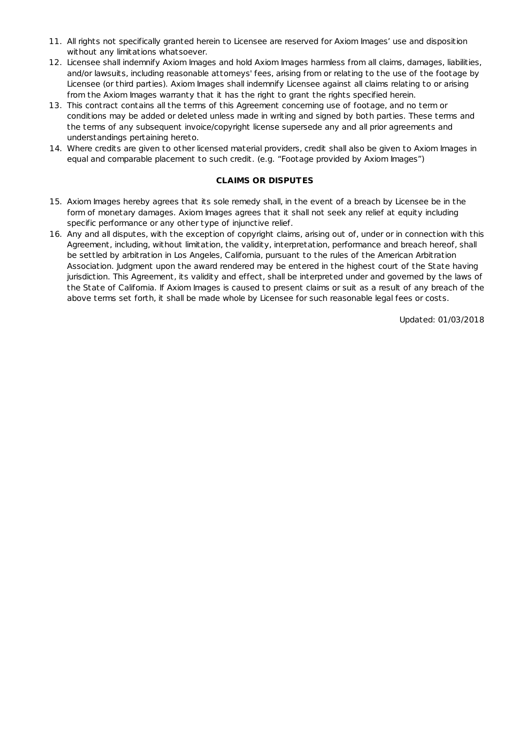11. All rights not specifically granted herein to Licensee are reserved for Axiom Images' use and disposition without any limitations whatsoever.
12. Licensee shall indemnify Axiom Images and hold Axiom Images harmless from all claims, damages, liabilities, and/or lawsuits, including reasonable attorneys' fees, arising from or relating to the use of the footage by Licensee (or third parties). Axiom Images shall indemnify Licensee against all claims relating to or arising from the Axiom Images warranty that it has the right to grant the rights specified herein.
13. This contract contains all the terms of this Agreement concerning use of footage, and no term or conditions may be added or deleted unless made in writing and signed by both parties. These terms and the terms of any subsequent invoice/copyright license supersede any and all prior agreements and understandings pertaining hereto.
14. Where credits are given to other licensed material providers, credit shall also be given to Axiom Images in equal and comparable placement to such credit. (e.g. "Footage provided by Axiom Images")

**CLAIMS OR DISPUTES**

15. Axiom Images hereby agrees that its sole remedy shall, in the event of a breach by Licensee be in the form of monetary damages. Axiom Images agrees that it shall not seek any relief at equity including specific performance or any other type of injunctive relief.
16. Any and all disputes, with the exception of copyright claims, arising out of, under or in connection with this Agreement, including, without limitation, the validity, interpretation, performance and breach hereof, shall be settled by arbitration in Los Angeles, California, pursuant to the rules of the American Arbitration Association. Judgment upon the award rendered may be entered in the highest court of the State having jurisdiction. This Agreement, its validity and effect, shall be interpreted under and governed by the laws of the State of California. If Axiom Images is caused to present claims or suit as a result of any breach of the above terms set forth, it shall be made whole by Licensee for such reasonable legal fees or costs.

Updated: 01/03/2018